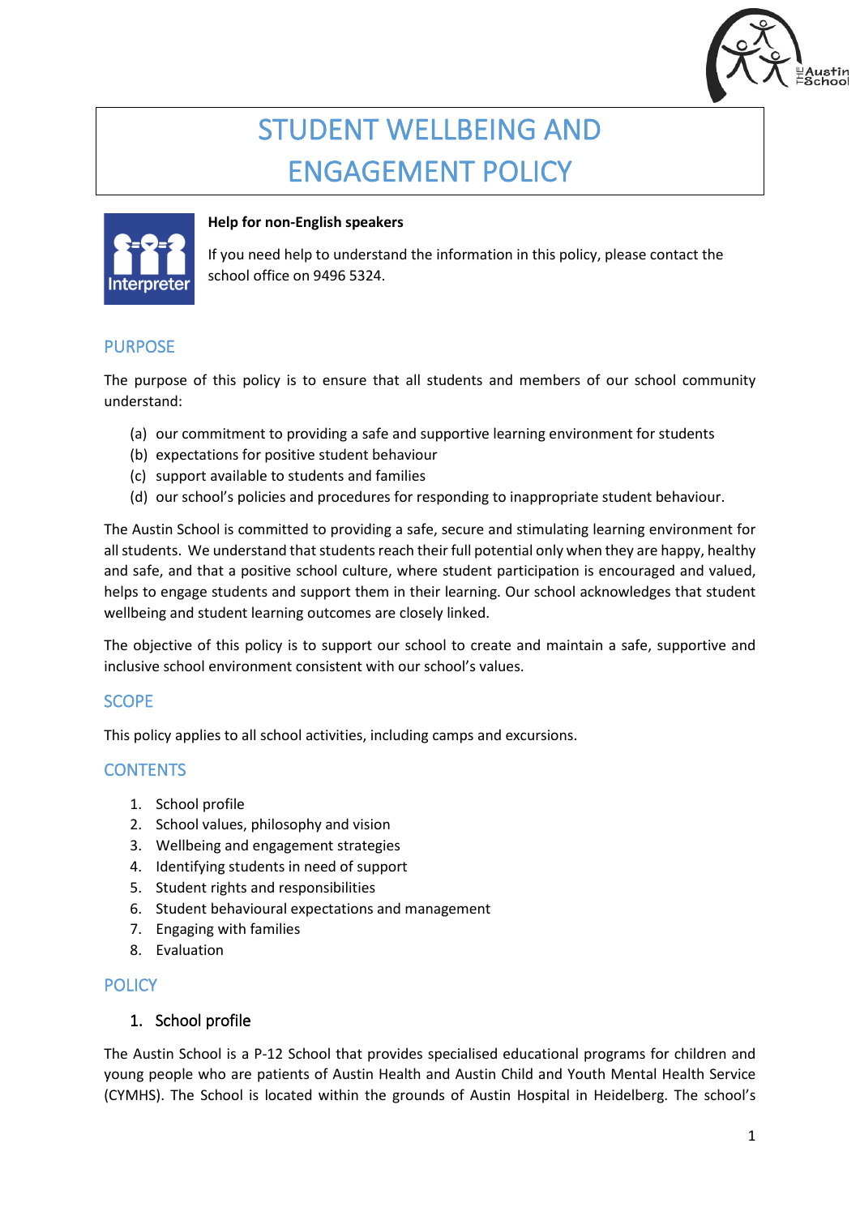# STUDENT WELLBEING AND ENGAGEMENT POLICY

**Help for non-English speakers**

If you need help to understand the information in this policy, please contact the school office on 9496 5324.

## PURPOSE

The purpose of this policy is to ensure that all students and members of our school community understand:

(a) our commitment to providing a safe and supportive learning environment for students
(b) expectations for positive student behaviour
(c) support available to students and families
(d) our school's policies and procedures for responding to inappropriate student behaviour.

The Austin School is committed to providing a safe, secure and stimulating learning environment for all students. We understand that students reach their full potential only when they are happy, healthy and safe, and that a positive school culture, where student participation is encouraged and valued, helps to engage students and support them in their learning. Our school acknowledges that student wellbeing and student learning outcomes are closely linked.

The objective of this policy is to support our school to create and maintain a safe, supportive and inclusive school environment consistent with our school's values.

## SCOPE

This policy applies to all school activities, including camps and excursions.

## CONTENTS

1. School profile
2. School values, philosophy and vision
3. Wellbeing and engagement strategies
4. Identifying students in need of support
5. Student rights and responsibilities
6. Student behavioural expectations and management
7. Engaging with families
8. Evaluation

## POLICY

### 1. School profile

The Austin School is a P-12 School that provides specialised educational programs for children and young people who are patients of Austin Health and Austin Child and Youth Mental Health Service (CYMHS). The School is located within the grounds of Austin Hospital in Heidelberg. The school's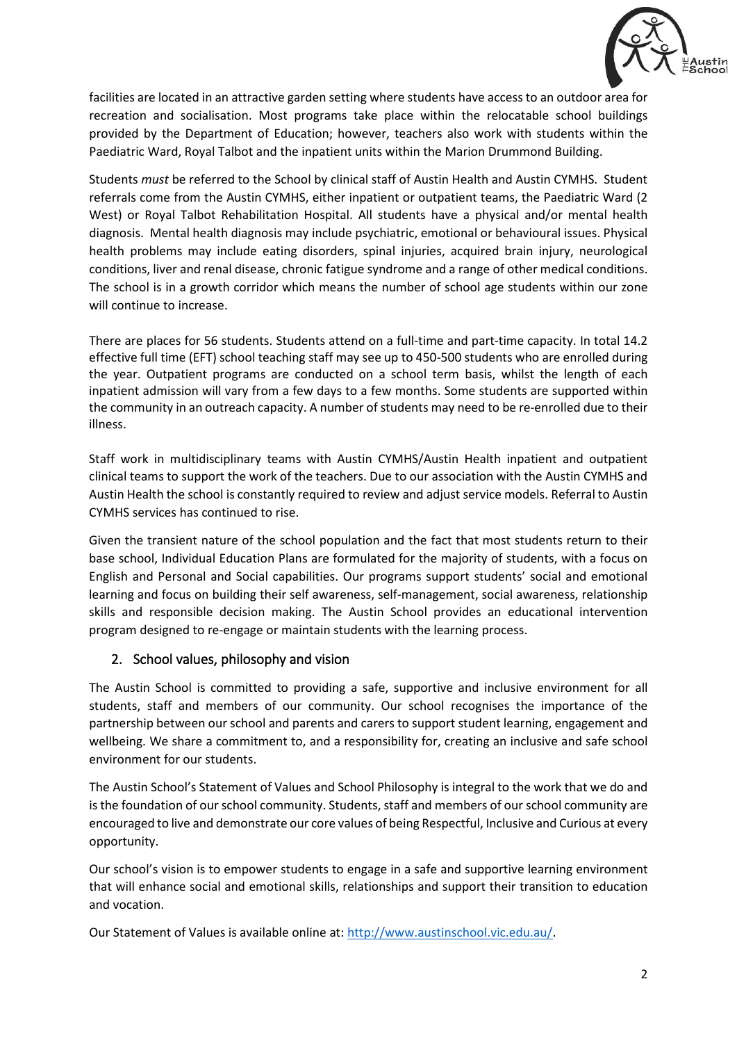facilities are located in an attractive garden setting where students have access to an outdoor area for recreation and socialisation. Most programs take place within the relocatable school buildings provided by the Department of Education; however, teachers also work with students within the Paediatric Ward, Royal Talbot and the inpatient units within the Marion Drummond Building.

Students *must* be referred to the School by clinical staff of Austin Health and Austin CYMHS. Student referrals come from the Austin CYMHS, either inpatient or outpatient teams, the Paediatric Ward (2 West) or Royal Talbot Rehabilitation Hospital. All students have a physical and/or mental health diagnosis. Mental health diagnosis may include psychiatric, emotional or behavioural issues. Physical health problems may include eating disorders, spinal injuries, acquired brain injury, neurological conditions, liver and renal disease, chronic fatigue syndrome and a range of other medical conditions. The school is in a growth corridor which means the number of school age students within our zone will continue to increase.

There are places for 56 students. Students attend on a full-time and part-time capacity. In total 14.2 effective full time (EFT) school teaching staff may see up to 450-500 students who are enrolled during the year. Outpatient programs are conducted on a school term basis, whilst the length of each inpatient admission will vary from a few days to a few months. Some students are supported within the community in an outreach capacity. A number of students may need to be re-enrolled due to their illness.

Staff work in multidisciplinary teams with Austin CYMHS/Austin Health inpatient and outpatient clinical teams to support the work of the teachers. Due to our association with the Austin CYMHS and Austin Health the school is constantly required to review and adjust service models. Referral to Austin CYMHS services has continued to rise.

Given the transient nature of the school population and the fact that most students return to their base school, Individual Education Plans are formulated for the majority of students, with a focus on English and Personal and Social capabilities. Our programs support students' social and emotional learning and focus on building their self awareness, self-management, social awareness, relationship skills and responsible decision making. The Austin School provides an educational intervention program designed to re-engage or maintain students with the learning process.

## 2. School values, philosophy and vision

The Austin School is committed to providing a safe, supportive and inclusive environment for all students, staff and members of our community. Our school recognises the importance of the partnership between our school and parents and carers to support student learning, engagement and wellbeing. We share a commitment to, and a responsibility for, creating an inclusive and safe school environment for our students.

The Austin School's Statement of Values and School Philosophy is integral to the work that we do and is the foundation of our school community. Students, staff and members of our school community are encouraged to live and demonstrate our core values of being Respectful, Inclusive and Curious at every opportunity.

Our school's vision is to empower students to engage in a safe and supportive learning environment that will enhance social and emotional skills, relationships and support their transition to education and vocation.

Our Statement of Values is available online at: [http://www.austinschool.vic.edu.au/](http://www.austinschool.vic.edu.au/).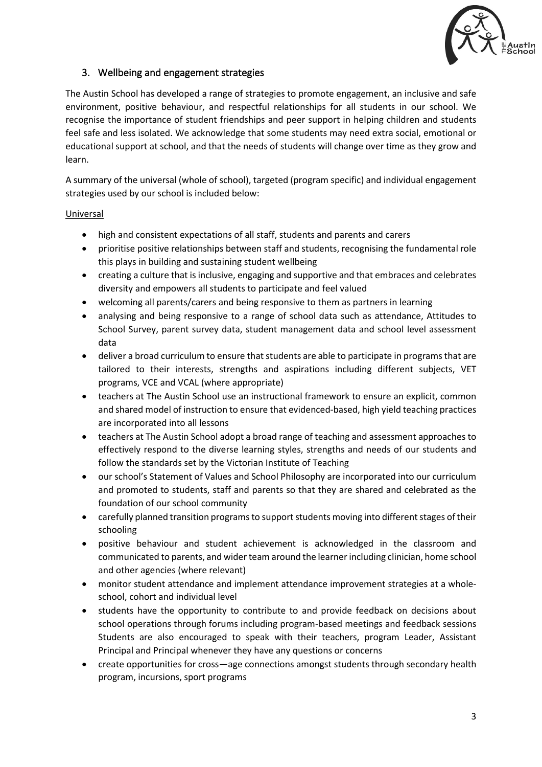## 3. Wellbeing and engagement strategies

The Austin School has developed a range of strategies to promote engagement, an inclusive and safe environment, positive behaviour, and respectful relationships for all students in our school. We recognise the importance of student friendships and peer support in helping children and students feel safe and less isolated. We acknowledge that some students may need extra social, emotional or educational support at school, and that the needs of students will change over time as they grow and learn.

A summary of the universal (whole of school), targeted (program specific) and individual engagement strategies used by our school is included below:

<u>Universal</u>

- high and consistent expectations of all staff, students and parents and carers
- prioritise positive relationships between staff and students, recognising the fundamental role this plays in building and sustaining student wellbeing
- creating a culture that is inclusive, engaging and supportive and that embraces and celebrates diversity and empowers all students to participate and feel valued
- welcoming all parents/carers and being responsive to them as partners in learning
- analysing and being responsive to a range of school data such as attendance, Attitudes to School Survey, parent survey data, student management data and school level assessment data
- deliver a broad curriculum to ensure that students are able to participate in programs that are tailored to their interests, strengths and aspirations including different subjects, VET programs, VCE and VCAL (where appropriate)
- teachers at The Austin School use an instructional framework to ensure an explicit, common and shared model of instruction to ensure that evidenced-based, high yield teaching practices are incorporated into all lessons
- teachers at The Austin School adopt a broad range of teaching and assessment approaches to effectively respond to the diverse learning styles, strengths and needs of our students and follow the standards set by the Victorian Institute of Teaching
- our school's Statement of Values and School Philosophy are incorporated into our curriculum and promoted to students, staff and parents so that they are shared and celebrated as the foundation of our school community
- carefully planned transition programs to support students moving into different stages of their schooling
- positive behaviour and student achievement is acknowledged in the classroom and communicated to parents, and wider team around the learner including clinician, home school and other agencies (where relevant)
- monitor student attendance and implement attendance improvement strategies at a whole-school, cohort and individual level
- students have the opportunity to contribute to and provide feedback on decisions about school operations through forums including program-based meetings and feedback sessions Students are also encouraged to speak with their teachers, program Leader, Assistant Principal and Principal whenever they have any questions or concerns
- create opportunities for cross—age connections amongst students through secondary health program, incursions, sport programs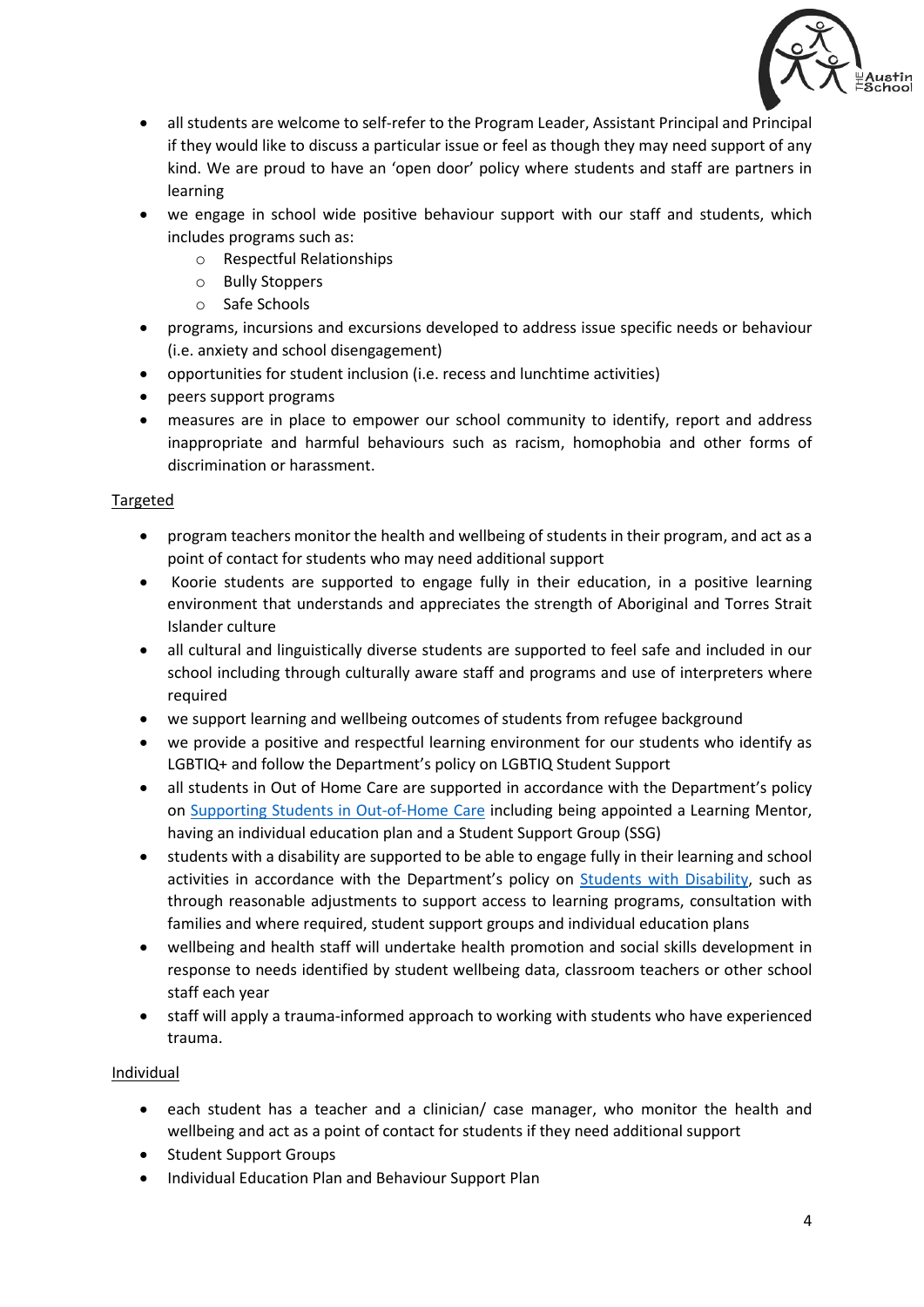- all students are welcome to self-refer to the Program Leader, Assistant Principal and Principal if they would like to discuss a particular issue or feel as though they may need support of any kind. We are proud to have an 'open door' policy where students and staff are partners in learning
- we engage in school wide positive behaviour support with our staff and students, which includes programs such as:
  - Respectful Relationships
  - Bully Stoppers
  - Safe Schools
- programs, incursions and excursions developed to address issue specific needs or behaviour (i.e. anxiety and school disengagement)
- opportunities for student inclusion (i.e. recess and lunchtime activities)
- peers support programs
- measures are in place to empower our school community to identify, report and address inappropriate and harmful behaviours such as racism, homophobia and other forms of discrimination or harassment.

<u>Targeted</u>

- program teachers monitor the health and wellbeing of students in their program, and act as a point of contact for students who may need additional support
- Koorie students are supported to engage fully in their education, in a positive learning environment that understands and appreciates the strength of Aboriginal and Torres Strait Islander culture
- all cultural and linguistically diverse students are supported to feel safe and included in our school including through culturally aware staff and programs and use of interpreters where required
- we support learning and wellbeing outcomes of students from refugee background
- we provide a positive and respectful learning environment for our students who identify as LGBTIQ+ and follow the Department's policy on LGBTIQ Student Support
- all students in Out of Home Care are supported in accordance with the Department's policy on Supporting Students in Out-of-Home Care including being appointed a Learning Mentor, having an individual education plan and a Student Support Group (SSG)
- students with a disability are supported to be able to engage fully in their learning and school activities in accordance with the Department's policy on Students with Disability, such as through reasonable adjustments to support access to learning programs, consultation with families and where required, student support groups and individual education plans
- wellbeing and health staff will undertake health promotion and social skills development in response to needs identified by student wellbeing data, classroom teachers or other school staff each year
- staff will apply a trauma-informed approach to working with students who have experienced trauma.

<u>Individual</u>

- each student has a teacher and a clinician/ case manager, who monitor the health and wellbeing and act as a point of contact for students if they need additional support
- Student Support Groups
- Individual Education Plan and Behaviour Support Plan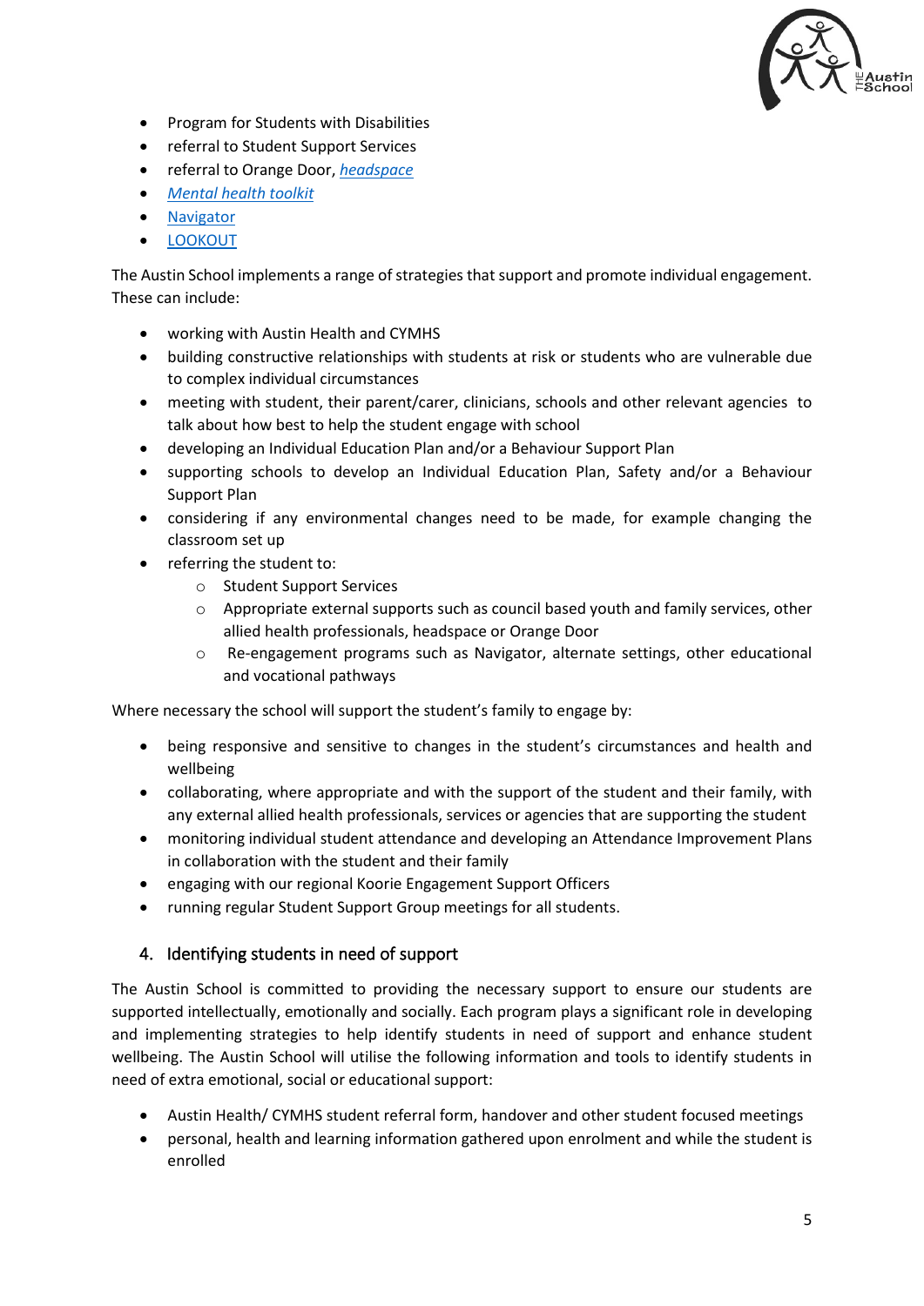- Program for Students with Disabilities
- referral to Student Support Services
- referral to Orange Door, *headspace*
- *Mental health toolkit*
- Navigator
- LOOKOUT

The Austin School implements a range of strategies that support and promote individual engagement. These can include:

- working with Austin Health and CYMHS
- building constructive relationships with students at risk or students who are vulnerable due to complex individual circumstances
- meeting with student, their parent/carer, clinicians, schools and other relevant agencies to talk about how best to help the student engage with school
- developing an Individual Education Plan and/or a Behaviour Support Plan
- supporting schools to develop an Individual Education Plan, Safety and/or a Behaviour Support Plan
- considering if any environmental changes need to be made, for example changing the classroom set up
- referring the student to:
    - Student Support Services
    - Appropriate external supports such as council based youth and family services, other allied health professionals, headspace or Orange Door
    - Re-engagement programs such as Navigator, alternate settings, other educational and vocational pathways

Where necessary the school will support the student's family to engage by:

- being responsive and sensitive to changes in the student's circumstances and health and wellbeing
- collaborating, where appropriate and with the support of the student and their family, with any external allied health professionals, services or agencies that are supporting the student
- monitoring individual student attendance and developing an Attendance Improvement Plans in collaboration with the student and their family
- engaging with our regional Koorie Engagement Support Officers
- running regular Student Support Group meetings for all students.

## 4. Identifying students in need of support

The Austin School is committed to providing the necessary support to ensure our students are supported intellectually, emotionally and socially. Each program plays a significant role in developing and implementing strategies to help identify students in need of support and enhance student wellbeing. The Austin School will utilise the following information and tools to identify students in need of extra emotional, social or educational support:

- Austin Health/ CYMHS student referral form, handover and other student focused meetings
- personal, health and learning information gathered upon enrolment and while the student is enrolled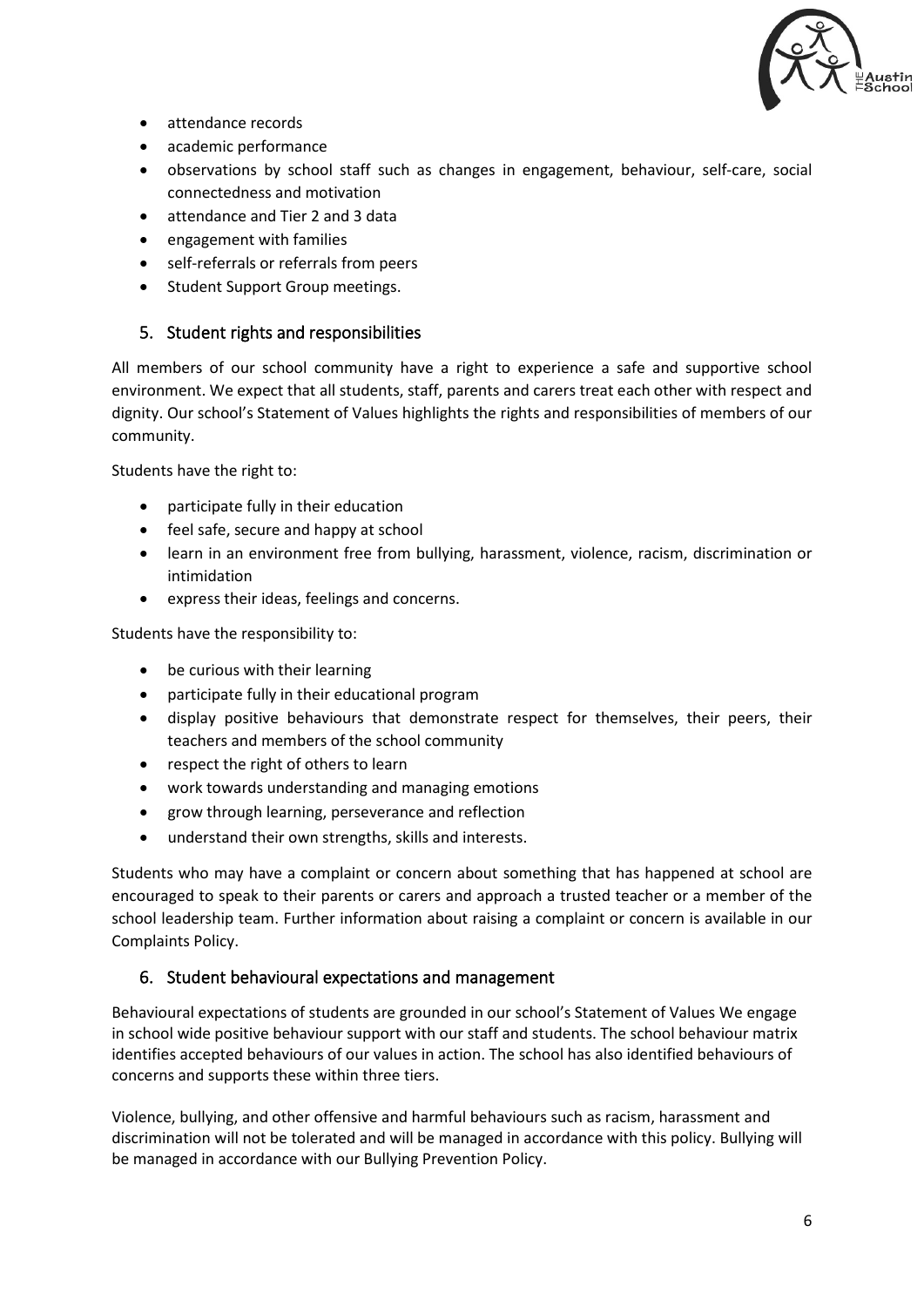- attendance records
- academic performance
- observations by school staff such as changes in engagement, behaviour, self-care, social connectedness and motivation
- attendance and Tier 2 and 3 data
- engagement with families
- self-referrals or referrals from peers
- Student Support Group meetings.

## 5. Student rights and responsibilities

All members of our school community have a right to experience a safe and supportive school environment. We expect that all students, staff, parents and carers treat each other with respect and dignity. Our school's Statement of Values highlights the rights and responsibilities of members of our community.

Students have the right to:

- participate fully in their education
- feel safe, secure and happy at school
- learn in an environment free from bullying, harassment, violence, racism, discrimination or intimidation
- express their ideas, feelings and concerns.

Students have the responsibility to:

- be curious with their learning
- participate fully in their educational program
- display positive behaviours that demonstrate respect for themselves, their peers, their teachers and members of the school community
- respect the right of others to learn
- work towards understanding and managing emotions
- grow through learning, perseverance and reflection
- understand their own strengths, skills and interests.

Students who may have a complaint or concern about something that has happened at school are encouraged to speak to their parents or carers and approach a trusted teacher or a member of the school leadership team. Further information about raising a complaint or concern is available in our Complaints Policy.

## 6. Student behavioural expectations and management

Behavioural expectations of students are grounded in our school's Statement of Values We engage in school wide positive behaviour support with our staff and students. The school behaviour matrix identifies accepted behaviours of our values in action. The school has also identified behaviours of concerns and supports these within three tiers.

Violence, bullying, and other offensive and harmful behaviours such as racism, harassment and discrimination will not be tolerated and will be managed in accordance with this policy. Bullying will be managed in accordance with our Bullying Prevention Policy.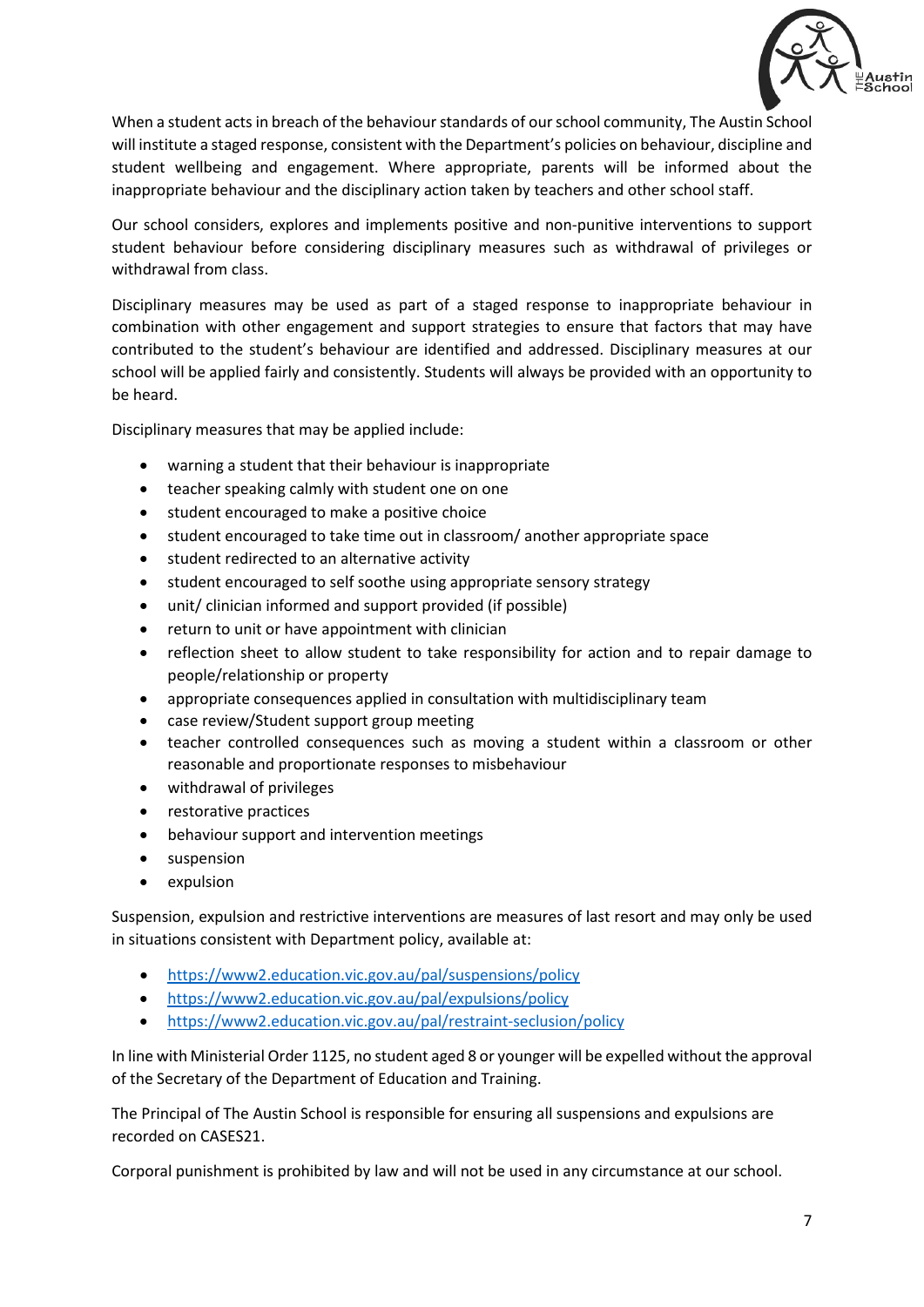When a student acts in breach of the behaviour standards of our school community, The Austin School will institute a staged response, consistent with the Department's policies on behaviour, discipline and student wellbeing and engagement. Where appropriate, parents will be informed about the inappropriate behaviour and the disciplinary action taken by teachers and other school staff.

Our school considers, explores and implements positive and non-punitive interventions to support student behaviour before considering disciplinary measures such as withdrawal of privileges or withdrawal from class.

Disciplinary measures may be used as part of a staged response to inappropriate behaviour in combination with other engagement and support strategies to ensure that factors that may have contributed to the student's behaviour are identified and addressed. Disciplinary measures at our school will be applied fairly and consistently. Students will always be provided with an opportunity to be heard.

Disciplinary measures that may be applied include:

- warning a student that their behaviour is inappropriate
- teacher speaking calmly with student one on one
- student encouraged to make a positive choice
- student encouraged to take time out in classroom/ another appropriate space
- student redirected to an alternative activity
- student encouraged to self soothe using appropriate sensory strategy
- unit/ clinician informed and support provided (if possible)
- return to unit or have appointment with clinician
- reflection sheet to allow student to take responsibility for action and to repair damage to people/relationship or property
- appropriate consequences applied in consultation with multidisciplinary team
- case review/Student support group meeting
- teacher controlled consequences such as moving a student within a classroom or other reasonable and proportionate responses to misbehaviour
- withdrawal of privileges
- restorative practices
- behaviour support and intervention meetings
- suspension
- expulsion

Suspension, expulsion and restrictive interventions are measures of last resort and may only be used in situations consistent with Department policy, available at:

- https://www2.education.vic.gov.au/pal/suspensions/policy
- https://www2.education.vic.gov.au/pal/expulsions/policy
- https://www2.education.vic.gov.au/pal/restraint-seclusion/policy

In line with Ministerial Order 1125, no student aged 8 or younger will be expelled without the approval of the Secretary of the Department of Education and Training.

The Principal of The Austin School is responsible for ensuring all suspensions and expulsions are recorded on CASES21.

Corporal punishment is prohibited by law and will not be used in any circumstance at our school.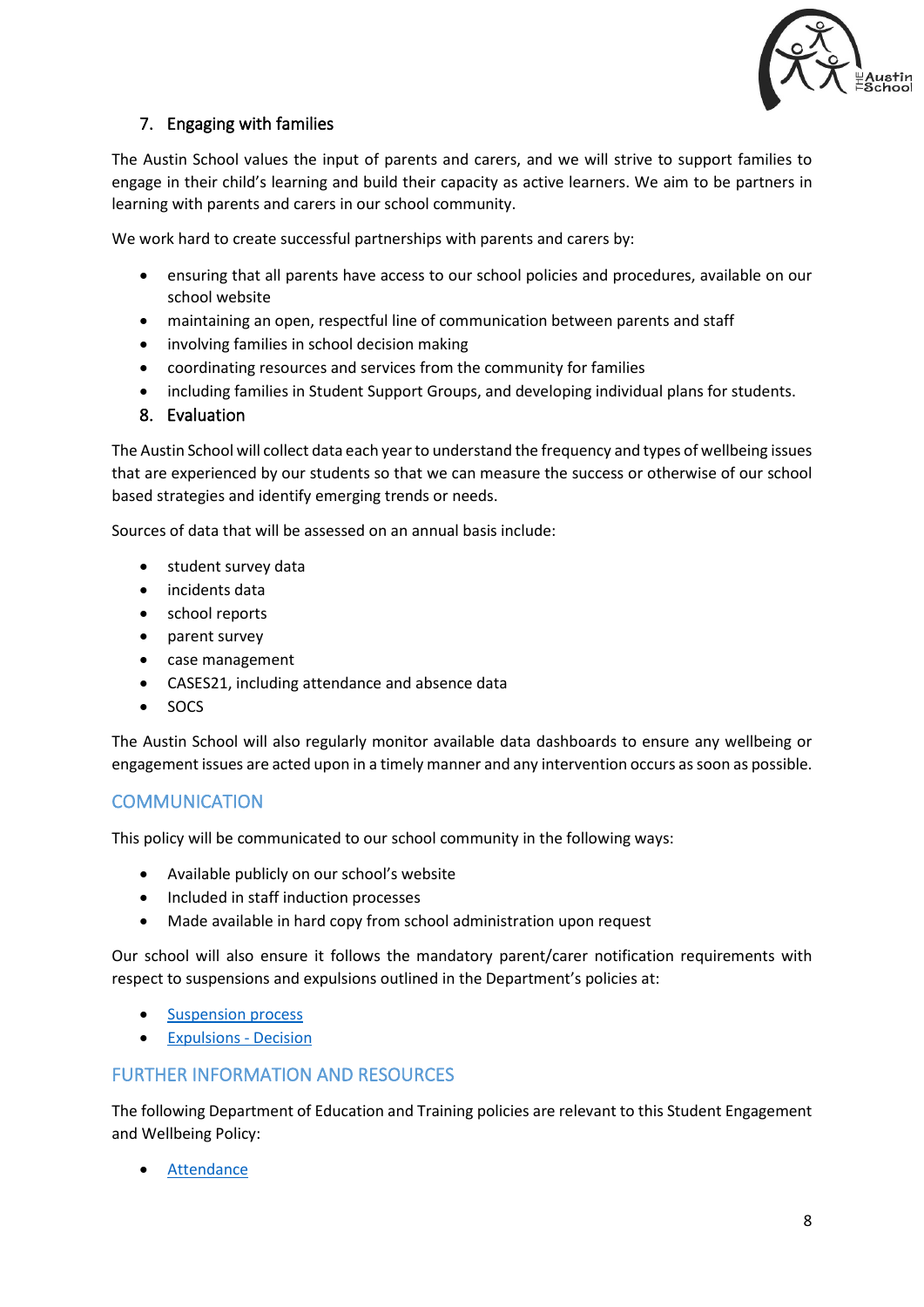### 7. Engaging with families

The Austin School values the input of parents and carers, and we will strive to support families to engage in their child's learning and build their capacity as active learners. We aim to be partners in learning with parents and carers in our school community.

We work hard to create successful partnerships with parents and carers by:

- ensuring that all parents have access to our school policies and procedures, available on our school website
- maintaining an open, respectful line of communication between parents and staff
- involving families in school decision making
- coordinating resources and services from the community for families
- including families in Student Support Groups, and developing individual plans for students.

### 8. Evaluation

The Austin School will collect data each year to understand the frequency and types of wellbeing issues that are experienced by our students so that we can measure the success or otherwise of our school based strategies and identify emerging trends or needs.

Sources of data that will be assessed on an annual basis include:

- student survey data
- incidents data
- school reports
- parent survey
- case management
- CASES21, including attendance and absence data
- SOCS

The Austin School will also regularly monitor available data dashboards to ensure any wellbeing or engagement issues are acted upon in a timely manner and any intervention occurs as soon as possible.

## COMMUNICATION

This policy will be communicated to our school community in the following ways:

- Available publicly on our school's website
- Included in staff induction processes
- Made available in hard copy from school administration upon request

Our school will also ensure it follows the mandatory parent/carer notification requirements with respect to suspensions and expulsions outlined in the Department's policies at:

- Suspension process
- Expulsions - Decision

## FURTHER INFORMATION AND RESOURCES

The following Department of Education and Training policies are relevant to this Student Engagement and Wellbeing Policy:

- Attendance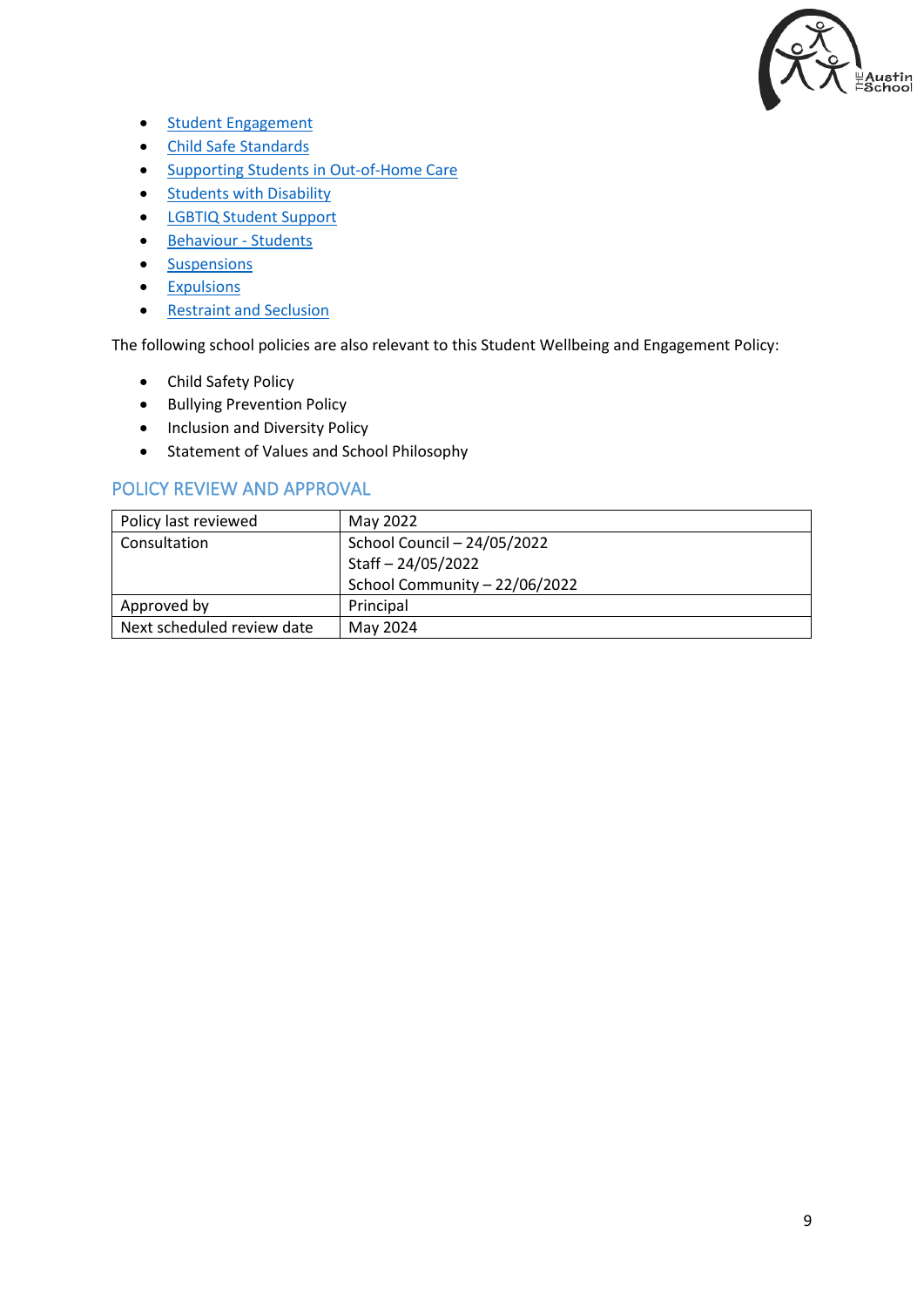- Student Engagement
- Child Safe Standards
- Supporting Students in Out-of-Home Care
- Students with Disability
- LGBTIQ Student Support
- Behaviour - Students
- Suspensions
- Expulsions
- Restraint and Seclusion

The following school policies are also relevant to this Student Wellbeing and Engagement Policy:

- Child Safety Policy
- Bullying Prevention Policy
- Inclusion and Diversity Policy
- Statement of Values and School Philosophy

## POLICY REVIEW AND APPROVAL

| | |
|---|---|
| Policy last reviewed | May 2022 |
| Consultation | School Council – 24/05/2022<br>Staff – 24/05/2022<br>School Community – 22/06/2022 |
| Approved by | Principal |
| Next scheduled review date | May 2024 |